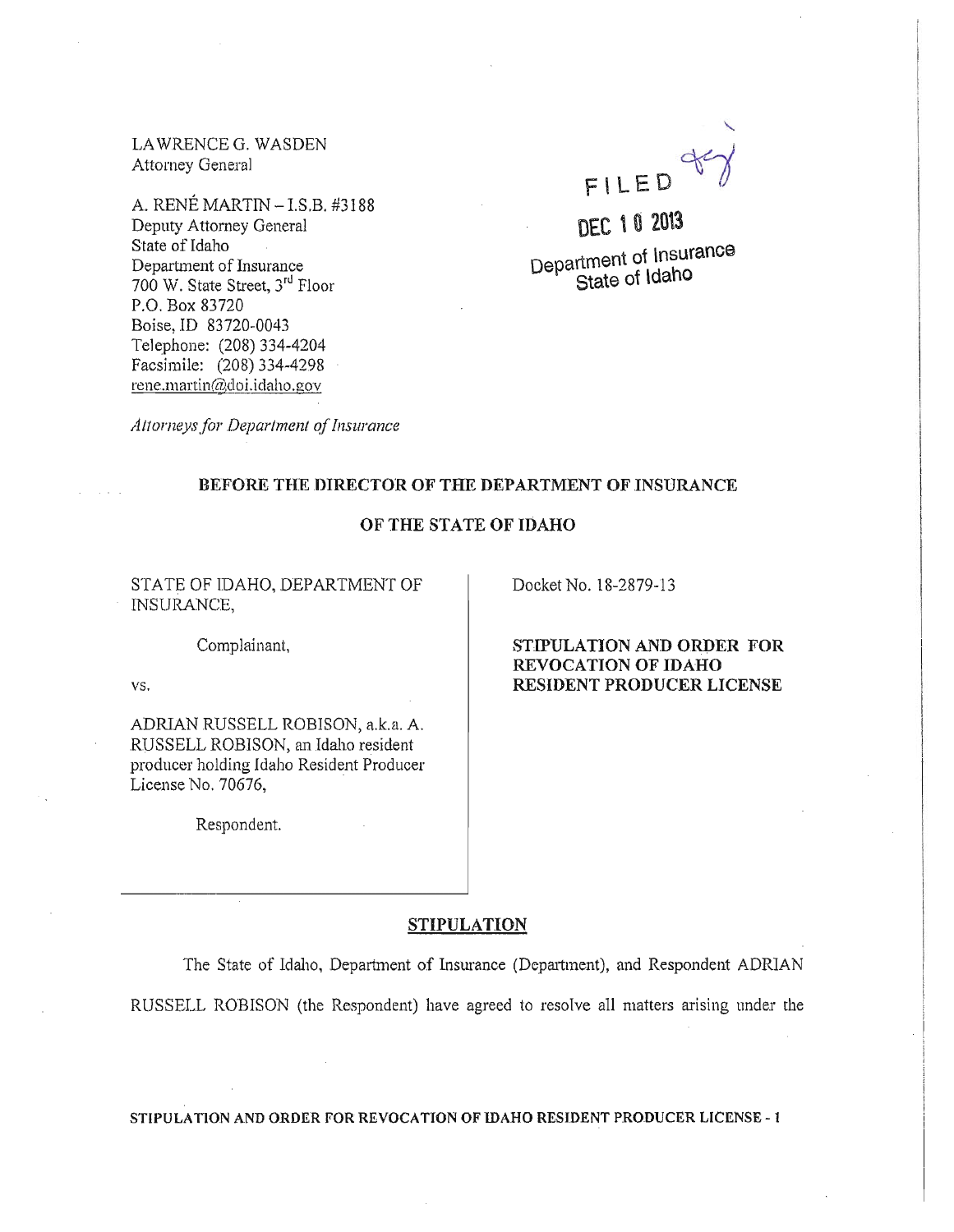LAWRENCE G. WASDEN
Attorney General

A. RENÉ MARTIN – I.S.B. #3188
Deputy Attorney General
State of Idaho
Department of Insurance
700 W. State Street, 3rd Floor
P.O. Box 83720
Boise, ID 83720-0043
Telephone: (208) 334-4204
Facsimile: (208) 334-4298
rene.martin@doi.idaho.gov

*Attorneys for Department of Insurance*

FILED

DEC 10 2013

Department of Insurance
State of Idaho

**BEFORE THE DIRECTOR OF THE DEPARTMENT OF INSURANCE**

**OF THE STATE OF IDAHO**

STATE OF IDAHO, DEPARTMENT OF INSURANCE,

Complainant,

vs.

ADRIAN RUSSELL ROBISON, a.k.a. A. RUSSELL ROBISON, an Idaho resident producer holding Idaho Resident Producer License No. 70676,

Respondent.

Docket No. 18-2879-13

**STIPULATION AND ORDER FOR REVOCATION OF IDAHO RESIDENT PRODUCER LICENSE**

## STIPULATION

The State of Idaho, Department of Insurance (Department), and Respondent ADRIAN RUSSELL ROBISON (the Respondent) have agreed to resolve all matters arising under the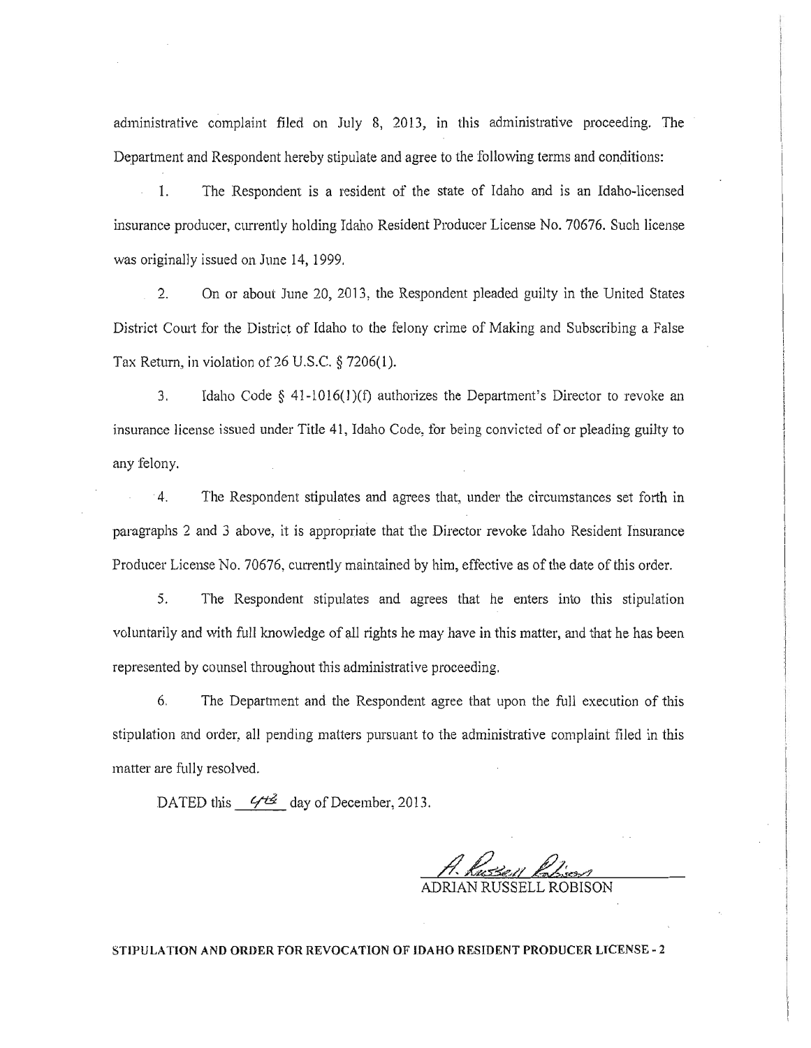administrative complaint filed on July 8, 2013, in this administrative proceeding. The Department and Respondent hereby stipulate and agree to the following terms and conditions:

1. The Respondent is a resident of the state of Idaho and is an Idaho-licensed insurance producer, currently holding Idaho Resident Producer License No. 70676. Such license was originally issued on June 14, 1999.

2. On or about June 20, 2013, the Respondent pleaded guilty in the United States District Court for the District of Idaho to the felony crime of Making and Subscribing a False Tax Return, in violation of 26 U.S.C. § 7206(1).

3. Idaho Code § 41-1016(1)(f) authorizes the Department's Director to revoke an insurance license issued under Title 41, Idaho Code, for being convicted of or pleading guilty to any felony.

4. The Respondent stipulates and agrees that, under the circumstances set forth in paragraphs 2 and 3 above, it is appropriate that the Director revoke Idaho Resident Insurance Producer License No. 70676, currently maintained by him, effective as of the date of this order.

5. The Respondent stipulates and agrees that he enters into this stipulation voluntarily and with full knowledge of all rights he may have in this matter, and that he has been represented by counsel throughout this administrative proceeding.

6. The Department and the Respondent agree that upon the full execution of this stipulation and order, all pending matters pursuant to the administrative complaint filed in this matter are fully resolved.

DATED this 4th day of December, 2013.

A. Russell Robison

ADRIAN RUSSELL ROBISON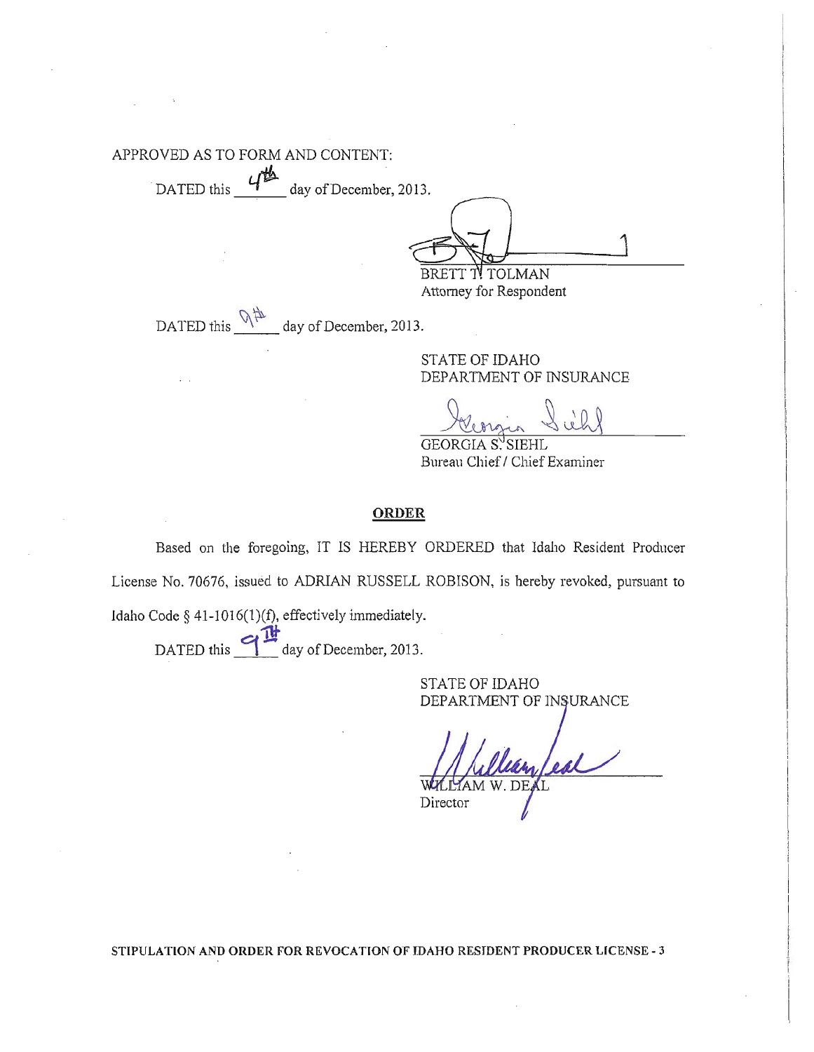APPROVED AS TO FORM AND CONTENT:

DATED this 4th day of December, 2013.

BRETT T. TOLMAN
Attorney for Respondent

DATED this 9th day of December, 2013.

STATE OF IDAHO
DEPARTMENT OF INSURANCE

GEORGIA S. SIEHL
Bureau Chief / Chief Examiner

## ORDER

Based on the foregoing, IT IS HEREBY ORDERED that Idaho Resident Producer License No. 70676, issued to ADRIAN RUSSELL ROBISON, is hereby revoked, pursuant to Idaho Code § 41-1016(1)(f), effectively immediately.

DATED this 9th day of December, 2013.

STATE OF IDAHO
DEPARTMENT OF INSURANCE

WILLIAM W. DEAL
Director

STIPULATION AND ORDER FOR REVOCATION OF IDAHO RESIDENT PRODUCER LICENSE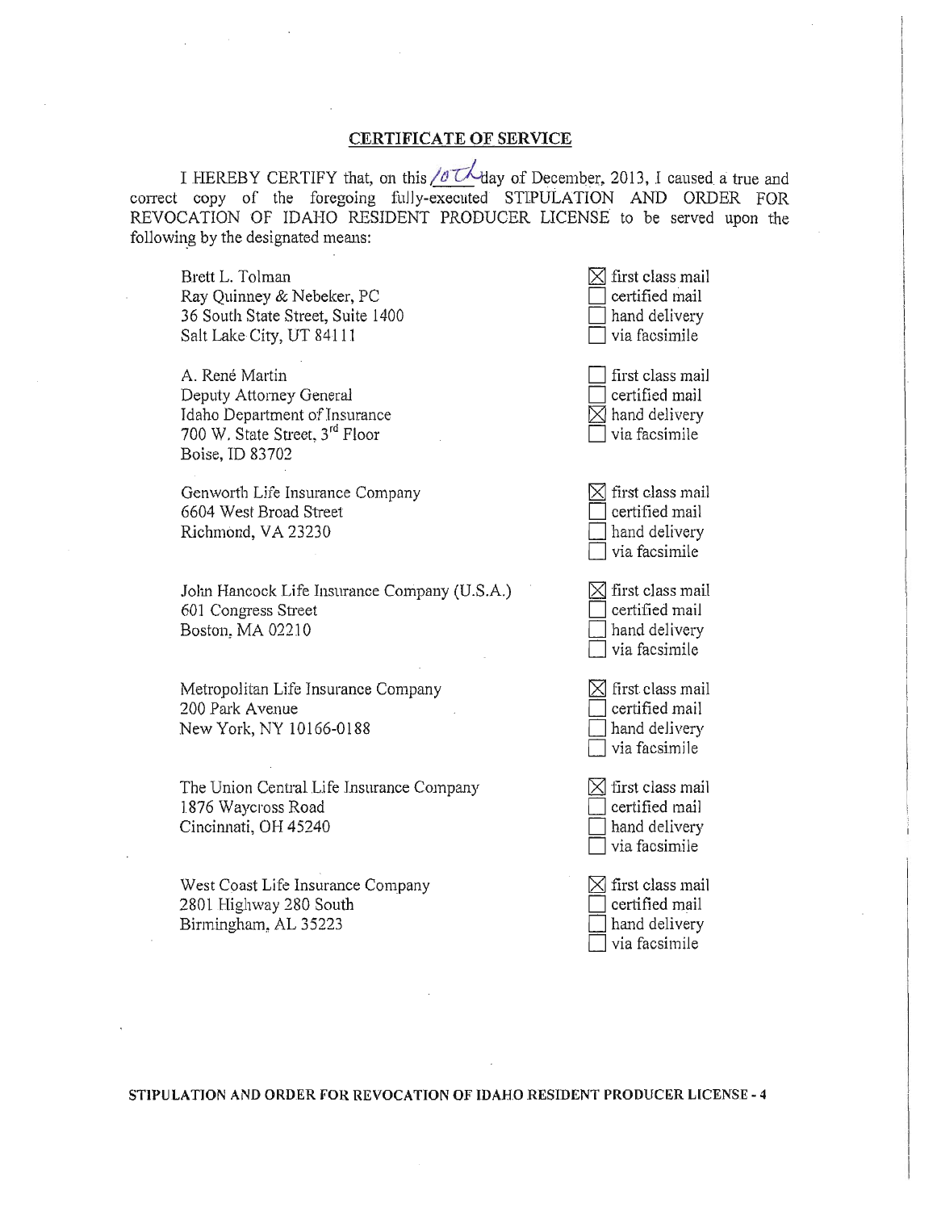## CERTIFICATE OF SERVICE

I HEREBY CERTIFY that, on this 10th day of December, 2013, I caused a true and correct copy of the foregoing fully-executed STIPULATION AND ORDER FOR REVOCATION OF IDAHO RESIDENT PRODUCER LICENSE to be served upon the following by the designated means:

| Recipient | Means |
| --- | --- |
| Brett L. Tolman<br>Ray Quinney & Nebeker, PC<br>36 South State Street, Suite 1400<br>Salt Lake City, UT 84111 | ☒ first class mail<br>☐ certified mail<br>☐ hand delivery<br>☐ via facsimile |
| A. René Martin<br>Deputy Attorney General<br>Idaho Department of Insurance<br>700 W. State Street, 3rd Floor<br>Boise, ID 83702 | ☐ first class mail<br>☐ certified mail<br>☒ hand delivery<br>☐ via facsimile |
| Genworth Life Insurance Company<br>6604 West Broad Street<br>Richmond, VA 23230 | ☒ first class mail<br>☐ certified mail<br>☐ hand delivery<br>☐ via facsimile |
| John Hancock Life Insurance Company (U.S.A.)<br>601 Congress Street<br>Boston, MA 02210 | ☒ first class mail<br>☐ certified mail<br>☐ hand delivery<br>☐ via facsimile |
| Metropolitan Life Insurance Company<br>200 Park Avenue<br>New York, NY 10166-0188 | ☒ first class mail<br>☐ certified mail<br>☐ hand delivery<br>☐ via facsimile |
| The Union Central Life Insurance Company<br>1876 Waycross Road<br>Cincinnati, OH 45240 | ☒ first class mail<br>☐ certified mail<br>☐ hand delivery<br>☐ via facsimile |
| West Coast Life Insurance Company<br>2801 Highway 280 South<br>Birmingham, AL 35223 | ☒ first class mail<br>☐ certified mail<br>☐ hand delivery<br>☐ via facsimile |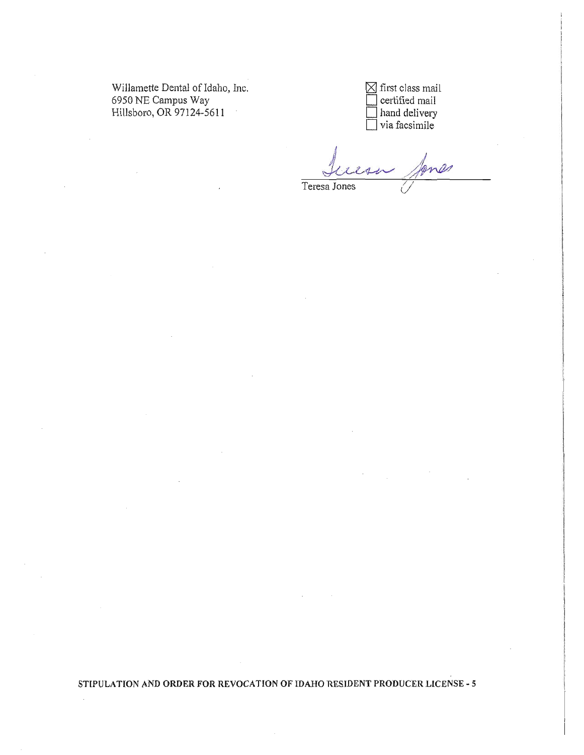Willamette Dental of Idaho, Inc.
6950 NE Campus Way
Hillsboro, OR 97124-5611

☒ first class mail
☐ certified mail
☐ hand delivery
☐ via facsimile

Teresa Jones

STIPULATION AND ORDER FOR REVOCATION OF IDAHO RESIDENT PRODUCER LICENSE - 5